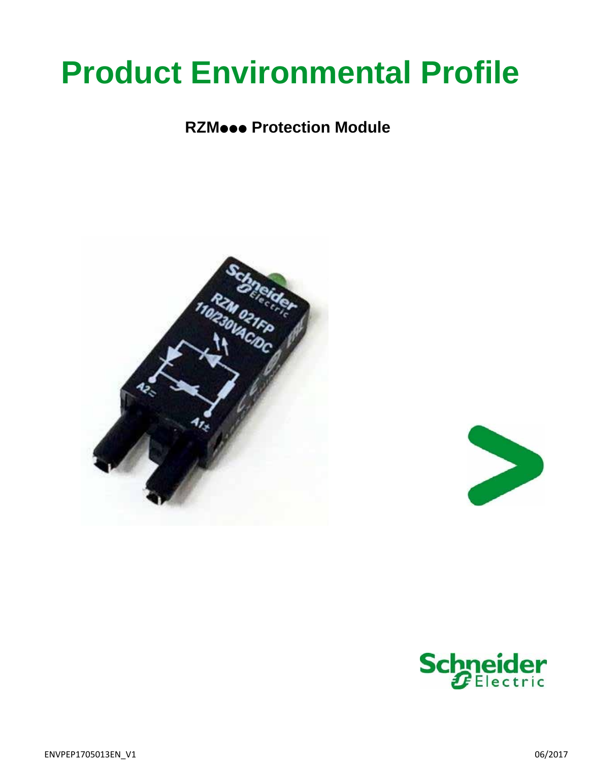# Product Environmental Profile

**RZM●●● Protection Module**

ENVPEP1705013EN_V1

06/2017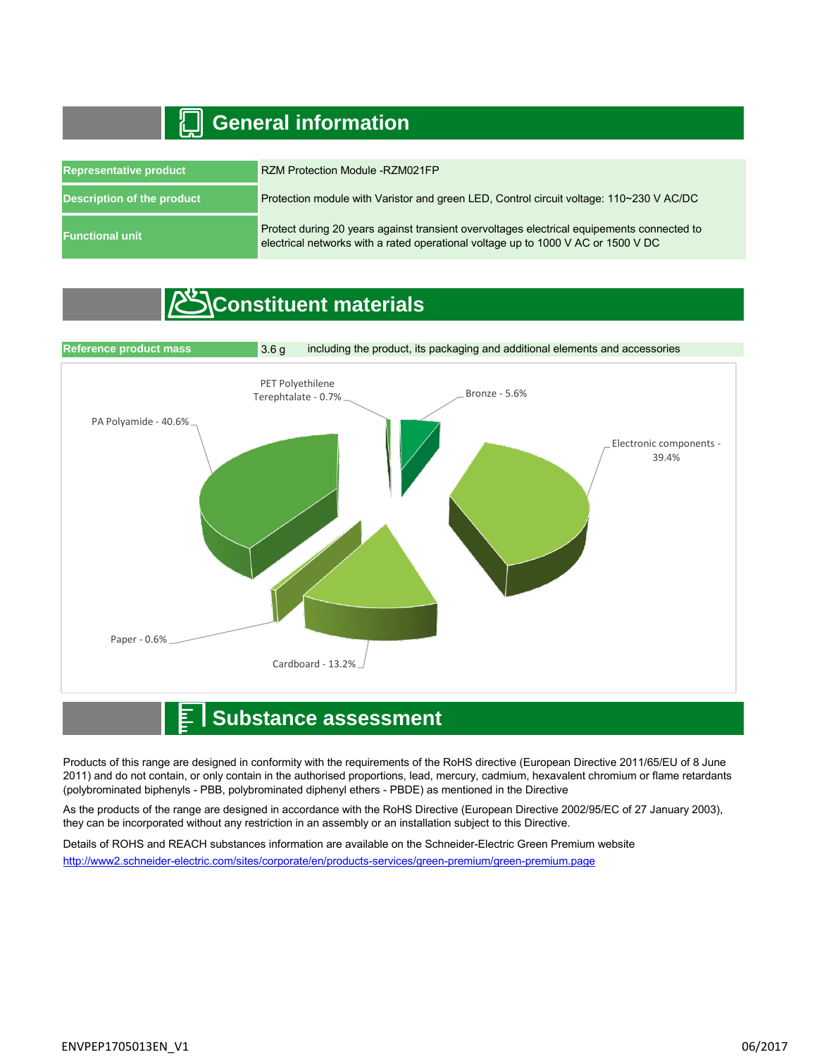## General information

| | |
|---|---|
| Representative product | RZM Protection Module -RZM021FP |
| Description of the product | Protection module with Varistor and green LED, Control circuit voltage: 110~230 V AC/DC |
| Functional unit | Protect during 20 years against transient overvoltages electrical equipements connected to electrical networks with a rated operational voltage up to 1000 V AC or 1500 V DC |

## Constituent materials

| | | |
|---|---|---|
| Reference product mass | 3.6 g | including the product, its packaging and additional elements and accessories |

PET Polyethilene Terephtalate - 0.7%

Bronze - 5.6%

PA Polyamide - 40.6%

Electronic components - 39.4%

Paper - 0.6%

Cardboard - 13.2%

## Substance assessment

Products of this range are designed in conformity with the requirements of the RoHS directive (European Directive 2011/65/EU of 8 June 2011) and do not contain, or only contain in the authorised proportions, lead, mercury, cadmium, hexavalent chromium or flame retardants (polybrominated biphenyls - PBB, polybrominated diphenyl ethers - PBDE) as mentioned in the Directive

As the products of the range are designed in accordance with the RoHS Directive (European Directive 2002/95/EC of 27 January 2003), they can be incorporated without any restriction in an assembly or an installation subject to this Directive.

Details of ROHS and REACH substances information are available on the Schneider-Electric Green Premium website

http://www2.schneider-electric.com/sites/corporate/en/products-services/green-premium/green-premium.page

ENVPEP1705013EN_V1 06/2017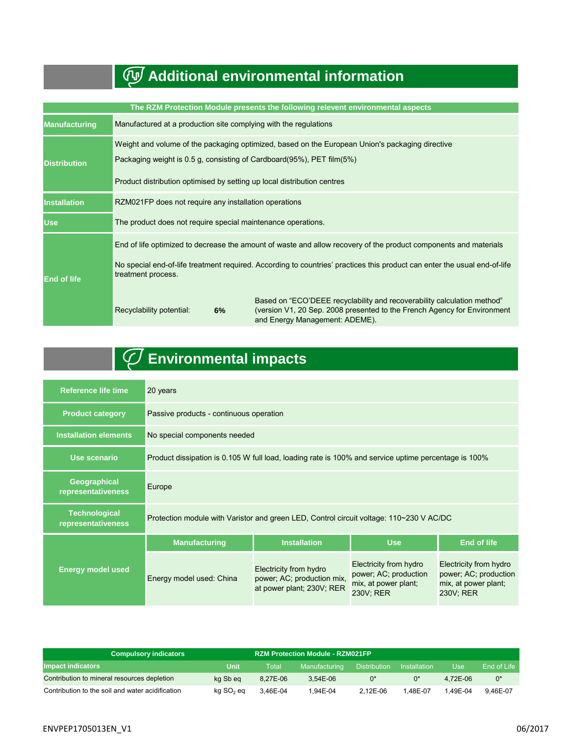# Additional environmental information

| The RZM Protection Module presents the following relevent environmental aspects | |
|---|---|
| Manufacturing | Manufactured at a production site complying with the regulations |
| Distribution | Weight and volume of the packaging optimized, based on the European Union's packaging directive<br>Packaging weight is 0.5 g, consisting of Cardboard(95%), PET film(5%)<br>Product distribution optimised by setting up local distribution centres |
| Installation | RZM021FP does not require any installation operations |
| Use | The product does not require special maintenance operations. |
| End of life | End of life optimized to decrease the amount of waste and allow recovery of the product components and materials<br>No special end-of-life treatment required. According to countries' practices this product can enter the usual end-of-life treatment process.<br>Recyclability potential: **6%** — Based on "ECO'DEEE recyclability and recoverability calculation method" (version V1, 20 Sep. 2008 presented to the French Agency for Environment and Energy Management: ADEME). |

# Environmental impacts

| | | | | |
|---|---|---|---|---|
| Reference life time | 20 years | | | |
| Product category | Passive products - continuous operation | | | |
| Installation elements | No special components needed | | | |
| Use scenario | Product dissipation is 0.105 W full load, loading rate is 100% and service uptime percentage is 100% | | | |
| Geographical representativeness | Europe | | | |
| Technological representativeness | Protection module with Varistor and green LED, Control circuit voltage: 110~230 V AC/DC | | | |
| Energy model used | **Manufacturing** | **Installation** | **Use** | **End of life** |
| | Energy model used: China | Electricity from hydro power; AC; production mix, at power plant; 230V; RER | Electricity from hydro power; AC; production mix, at power plant; 230V; RER | Electricity from hydro power; AC; production mix, at power plant; 230V; RER |

| Compulsory indicators | RZM Protection Module - RZM021FP | | | | | | |
|---|---|---|---|---|---|---|---|
| Impact indicators | Unit | Total | Manufacturing | Distribution | Installation | Use | End of Life |
| Contribution to mineral resources depletion | kg Sb eq | 8,27E-06 | 3,54E-06 | 0* | 0* | 4,72E-06 | 0* |
| Contribution to the soil and water acidification | kg $SO_2$ eq | 3,46E-04 | 1,94E-04 | 2,12E-06 | 1,48E-07 | 1,49E-04 | 9,46E-07 |

ENVPEP1705013EN_V1 06/2017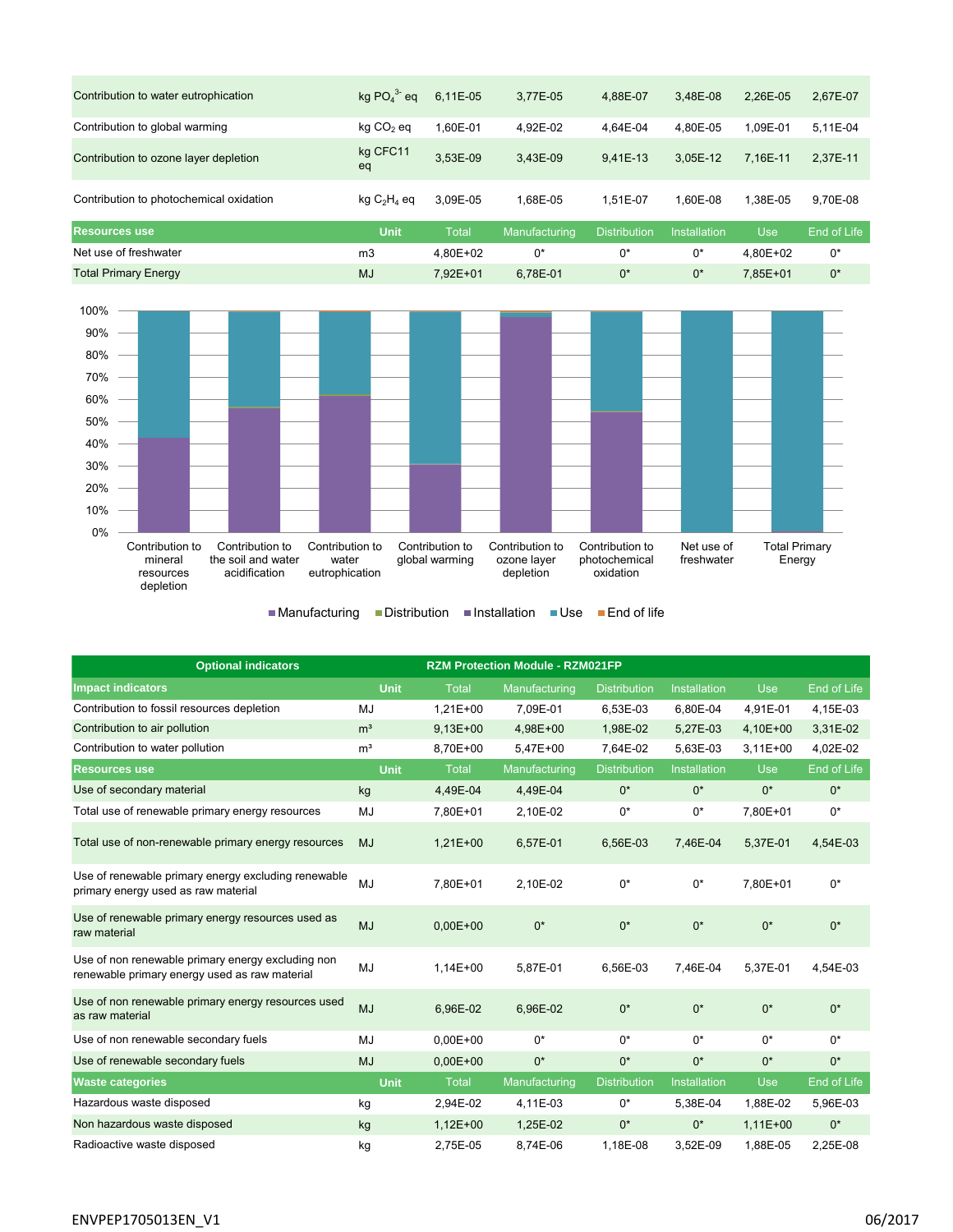| | | | | | | | |
|---|---|---|---|---|---|---|---|
| Contribution to water eutrophication | kg $PO_4^{3-}$ eq | 6,11E-05 | 3,77E-05 | 4,88E-07 | 3,48E-08 | 2,26E-05 | 2,67E-07 |
| Contribution to global warming | kg $CO_2$ eq | 1,60E-01 | 4,92E-02 | 4,64E-04 | 4,80E-05 | 1,09E-01 | 5,11E-04 |
| Contribution to ozone layer depletion | kg CFC11 eq | 3,53E-09 | 3,43E-09 | 9,41E-13 | 3,05E-12 | 7,16E-11 | 2,37E-11 |
| Contribution to photochemical oxidation | kg $C_2H_4$ eq | 3,09E-05 | 1,68E-05 | 1,51E-07 | 1,60E-08 | 1,38E-05 | 9,70E-08 |
| **Resources use** | **Unit** | **Total** | **Manufacturing** | **Distribution** | **Installation** | **Use** | **End of Life** |
| Net use of freshwater | m3 | 4,80E+02 | 0* | 0* | 0* | 4,80E+02 | 0* |
| Total Primary Energy | MJ | 7,92E+01 | 6,78E-01 | 0* | 0* | 7,85E+01 | 0* |

| Optional indicators | RZM Protection Module - RZM021FP | | | | | | |
|---|---|---|---|---|---|---|---|
| **Impact indicators** | **Unit** | **Total** | **Manufacturing** | **Distribution** | **Installation** | **Use** | **End of Life** |
| Contribution to fossil resources depletion | MJ | 1,21E+00 | 7,09E-01 | 6,53E-03 | 6,80E-04 | 4,91E-01 | 4,15E-03 |
| Contribution to air pollution | m³ | 9,13E+00 | 4,98E+00 | 1,98E-02 | 5,27E-03 | 4,10E+00 | 3,31E-02 |
| Contribution to water pollution | m³ | 8,70E+00 | 5,47E+00 | 7,64E-02 | 5,63E-03 | 3,11E+00 | 4,02E-02 |
| **Resources use** | **Unit** | **Total** | **Manufacturing** | **Distribution** | **Installation** | **Use** | **End of Life** |
| Use of secondary material | kg | 4,49E-04 | 4,49E-04 | 0* | 0* | 0* | 0* |
| Total use of renewable primary energy resources | MJ | 7,80E+01 | 2,10E-02 | 0* | 0* | 7,80E+01 | 0* |
| Total use of non-renewable primary energy resources | MJ | 1,21E+00 | 6,57E-01 | 6,56E-03 | 7,46E-04 | 5,37E-01 | 4,54E-03 |
| Use of renewable primary energy excluding renewable primary energy used as raw material | MJ | 7,80E+01 | 2,10E-02 | 0* | 0* | 7,80E+01 | 0* |
| Use of renewable primary energy resources used as raw material | MJ | 0,00E+00 | 0* | 0* | 0* | 0* | 0* |
| Use of non renewable primary energy excluding non renewable primary energy used as raw material | MJ | 1,14E+00 | 5,87E-01 | 6,56E-03 | 7,46E-04 | 5,37E-01 | 4,54E-03 |
| Use of non renewable primary energy resources used as raw material | MJ | 6,96E-02 | 6,96E-02 | 0* | 0* | 0* | 0* |
| Use of non renewable secondary fuels | MJ | 0,00E+00 | 0* | 0* | 0* | 0* | 0* |
| Use of renewable secondary fuels | MJ | 0,00E+00 | 0* | 0* | 0* | 0* | 0* |
| **Waste categories** | **Unit** | **Total** | **Manufacturing** | **Distribution** | **Installation** | **Use** | **End of Life** |
| Hazardous waste disposed | kg | 2,94E-02 | 4,11E-03 | 0* | 5,38E-04 | 1,88E-02 | 5,96E-03 |
| Non hazardous waste disposed | kg | 1,12E+00 | 1,25E-02 | 0* | 0* | 1,11E+00 | 0* |
| Radioactive waste disposed | kg | 2,75E-05 | 8,74E-06 | 1,18E-08 | 3,52E-09 | 1,88E-05 | 2,25E-08 |

ENVPEP1705013EN_V1 06/2017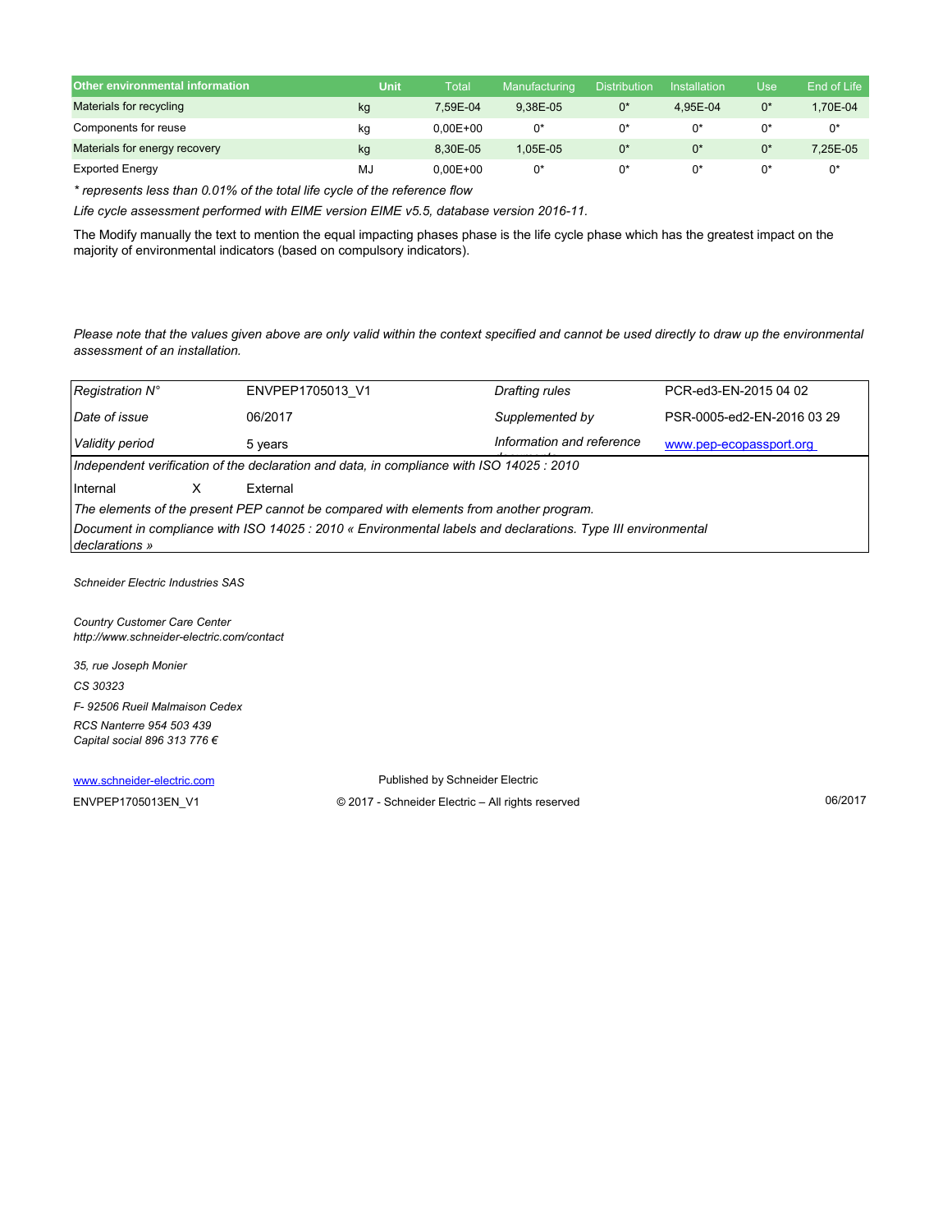| Other environmental information | Unit | Total | Manufacturing | Distribution | Installation | Use | End of Life |
|---|---|---|---|---|---|---|---|
| Materials for recycling | kg | 7,59E-04 | 9,38E-05 | 0* | 4,95E-04 | 0* | 1,70E-04 |
| Components for reuse | kg | 0,00E+00 | 0* | 0* | 0* | 0* | 0* |
| Materials for energy recovery | kg | 8,30E-05 | 1,05E-05 | 0* | 0* | 0* | 7,25E-05 |
| Exported Energy | MJ | 0,00E+00 | 0* | 0* | 0* | 0* | 0* |

*\* represents less than 0.01% of the total life cycle of the reference flow*

*Life cycle assessment performed with EIME version EIME v5.5, database version 2016-11.*

The Modify manually the text to mention the equal impacting phases phase is the life cycle phase which has the greatest impact on the majority of environmental indicators (based on compulsory indicators).

*Please note that the values given above are only valid within the context specified and cannot be used directly to draw up the environmental assessment of an installation.*

| | | | |
|---|---|---|---|
| *Registration N°* | ENVPEP1705013_V1 | *Drafting rules* | PCR-ed3-EN-2015 04 02 |
| *Date of issue* | 06/2017 | *Supplemented by* | PSR-0005-ed2-EN-2016 03 29 |
| *Validity period* | 5 years | *Information and reference documents* | www.pep-ecopassport.org |

*Independent verification of the declaration and data, in compliance with ISO 14025 : 2010*

Internal X External

*The elements of the present PEP cannot be compared with elements from another program.*

*Document in compliance with ISO 14025 : 2010 « Environmental labels and declarations. Type III environmental declarations »*

*Schneider Electric Industries SAS*

*Country Customer Care Center*
*http://www.schneider-electric.com/contact*

*35, rue Joseph Monier*
*CS 30323*
*F- 92506 Rueil Malmaison Cedex*
*RCS Nanterre 954 503 439*
*Capital social 896 313 776 €*

www.schneider-electric.com

Published by Schneider Electric

ENVPEP1705013EN_V1

© 2017 - Schneider Electric – All rights reserved

06/2017